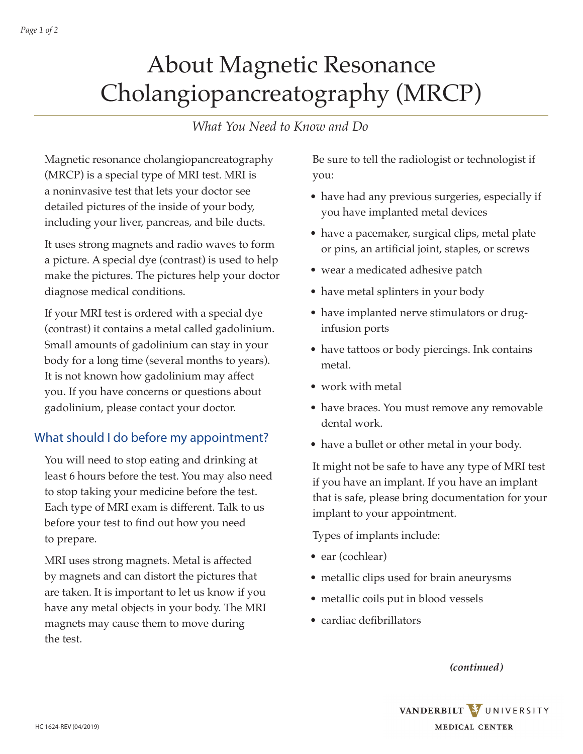# About Magnetic Resonance Cholangiopancreatography (MRCP)

*What You Need to Know and Do*

Magnetic resonance cholangiopancreatography (MRCP) is a special type of MRI test. MRI is a noninvasive test that lets your doctor see detailed pictures of the inside of your body, including your liver, pancreas, and bile ducts.

It uses strong magnets and radio waves to form a picture. A special dye (contrast) is used to help make the pictures. The pictures help your doctor diagnose medical conditions.

If your MRI test is ordered with a special dye (contrast) it contains a metal called gadolinium. Small amounts of gadolinium can stay in your body for a long time (several months to years). It is not known how gadolinium may affect you. If you have concerns or questions about gadolinium, please contact your doctor.

## What should I do before my appointment?

You will need to stop eating and drinking at least 6 hours before the test. You may also need to stop taking your medicine before the test. Each type of MRI exam is different. Talk to us before your test to find out how you need to prepare.

MRI uses strong magnets. Metal is affected by magnets and can distort the pictures that are taken. It is important to let us know if you have any metal objects in your body. The MRI magnets may cause them to move during the test.

Be sure to tell the radiologist or technologist if you:

- have had any previous surgeries, especially if you have implanted metal devices
- have a pacemaker, surgical clips, metal plate or pins, an artificial joint, staples, or screws
- wear a medicated adhesive patch
- have metal splinters in your body
- have implanted nerve stimulators or drug-infusion ports
- have tattoos or body piercings. Ink contains metal.
- work with metal
- have braces. You must remove any removable dental work.
- have a bullet or other metal in your body.

It might not be safe to have any type of MRI test if you have an implant. If you have an implant that is safe, please bring documentation for your implant to your appointment.

Types of implants include:

- ear (cochlear)
- metallic clips used for brain aneurysms
- metallic coils put in blood vessels
- cardiac defibrillators

***(continued)***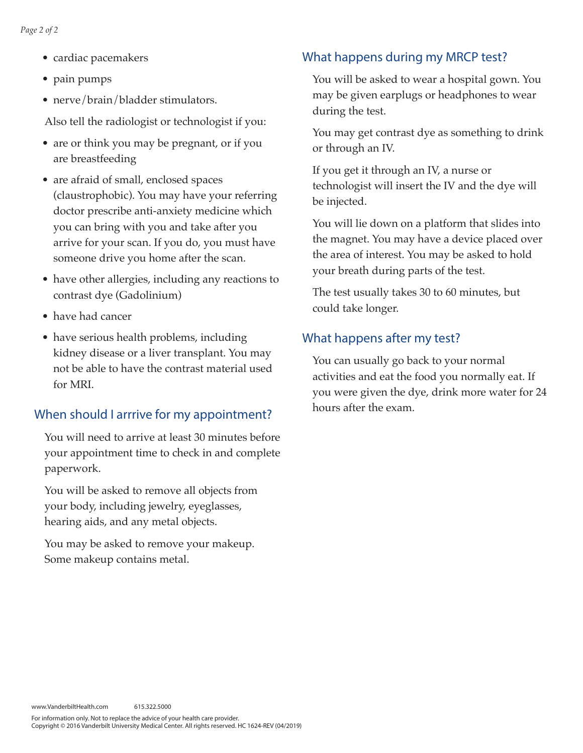- cardiac pacemakers
- pain pumps
- nerve/brain/bladder stimulators.

Also tell the radiologist or technologist if you:

- are or think you may be pregnant, or if you are breastfeeding
- are afraid of small, enclosed spaces (claustrophobic). You may have your referring doctor prescribe anti-anxiety medicine which you can bring with you and take after you arrive for your scan. If you do, you must have someone drive you home after the scan.
- have other allergies, including any reactions to contrast dye (Gadolinium)
- have had cancer
- have serious health problems, including kidney disease or a liver transplant. You may not be able to have the contrast material used for MRI.

## When should I arrrive for my appointment?

You will need to arrive at least 30 minutes before your appointment time to check in and complete paperwork.

You will be asked to remove all objects from your body, including jewelry, eyeglasses, hearing aids, and any metal objects.

You may be asked to remove your makeup. Some makeup contains metal.

## What happens during my MRCP test?

You will be asked to wear a hospital gown. You may be given earplugs or headphones to wear during the test.

You may get contrast dye as something to drink or through an IV.

If you get it through an IV, a nurse or technologist will insert the IV and the dye will be injected.

You will lie down on a platform that slides into the magnet. You may have a device placed over the area of interest. You may be asked to hold your breath during parts of the test.

The test usually takes 30 to 60 minutes, but could take longer.

## What happens after my test?

You can usually go back to your normal activities and eat the food you normally eat. If you were given the dye, drink more water for 24 hours after the exam.

www.VanderbiltHealth.com 615.322.5000

For information only. Not to replace the advice of your health care provider.
Copyright © 2016 Vanderbilt University Medical Center. All rights reserved. HC 1624-REV (04/2019)